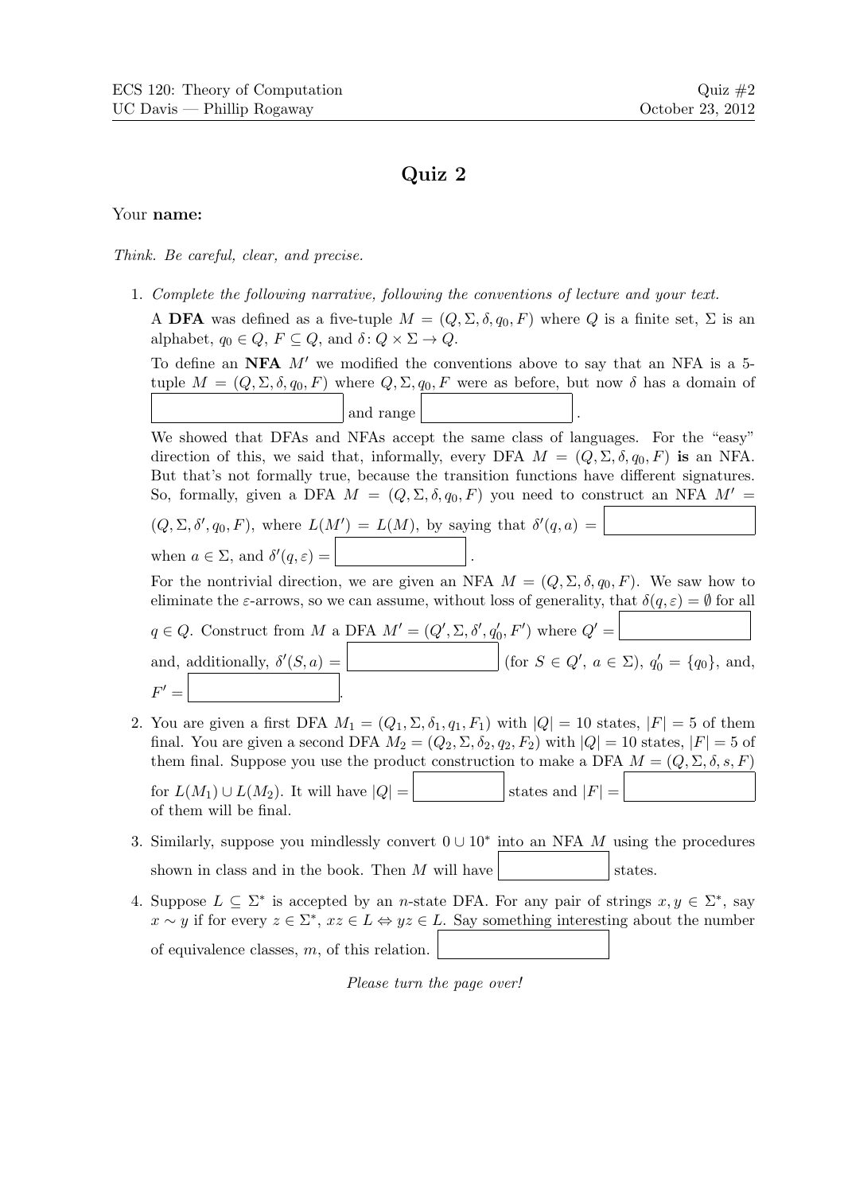ECS 120: Theory of Computation
UC Davis — Phillip Rogaway

Quiz #2
October 23, 2012

# Quiz 2

Your **name:**

*Think. Be careful, clear, and precise.*

1. *Complete the following narrative, following the conventions of lecture and your text.*

   A **DFA** was defined as a five-tuple $M = (Q, \Sigma, \delta, q_0, F)$ where $Q$ is a finite set, $\Sigma$ is an alphabet, $q_0 \in Q$, $F \subseteq Q$, and $\delta \colon Q \times \Sigma \to Q$.

   To define an **NFA** $M'$ we modified the conventions above to say that an NFA is a 5-tuple $M = (Q, \Sigma, \delta, q_0, F)$ where $Q, \Sigma, q_0, F$ were as before, but now $\delta$ has a domain of ______ and range ______.

   We showed that DFAs and NFAs accept the same class of languages. For the "easy" direction of this, we said that, informally, every DFA $M = (Q, \Sigma, \delta, q_0, F)$ **is** an NFA. But that's not formally true, because the transition functions have different signatures. So, formally, given a DFA $M = (Q, \Sigma, \delta, q_0, F)$ you need to construct an NFA $M' = (Q, \Sigma, \delta', q_0, F)$, where $L(M') = L(M)$, by saying that $\delta'(q, a) =$ ______ when $a \in \Sigma$, and $\delta'(q, \varepsilon) =$ ______.

   For the nontrivial direction, we are given an NFA $M = (Q, \Sigma, \delta, q_0, F)$. We saw how to eliminate the $\varepsilon$-arrows, so we can assume, without loss of generality, that $\delta(q, \varepsilon) = \emptyset$ for all $q \in Q$. Construct from $M$ a DFA $M' = (Q', \Sigma, \delta', q_0', F')$ where $Q' =$ ______ and, additionally, $\delta'(S, a) =$ ______ (for $S \in Q'$, $a \in \Sigma$), $q_0' = \{q_0\}$, and, $F' =$ ______.

2. You are given a first DFA $M_1 = (Q_1, \Sigma, \delta_1, q_1, F_1)$ with $|Q| = 10$ states, $|F| = 5$ of them final. You are given a second DFA $M_2 = (Q_2, \Sigma, \delta_2, q_2, F_2)$ with $|Q| = 10$ states, $|F| = 5$ of them final. Suppose you use the product construction to make a DFA $M = (Q, \Sigma, \delta, s, F)$ for $L(M_1) \cup L(M_2)$. It will have $|Q| =$ ______ states and $|F| =$ ______ of them will be final.

3. Similarly, suppose you mindlessly convert $0 \cup 10^*$ into an NFA $M$ using the procedures shown in class and in the book. Then $M$ will have ______ states.

4. Suppose $L \subseteq \Sigma^*$ is accepted by an $n$-state DFA. For any pair of strings $x, y \in \Sigma^*$, say $x \sim y$ if for every $z \in \Sigma^*$, $xz \in L \Leftrightarrow yz \in L$. Say something interesting about the number of equivalence classes, $m$, of this relation. ______

*Please turn the page over!*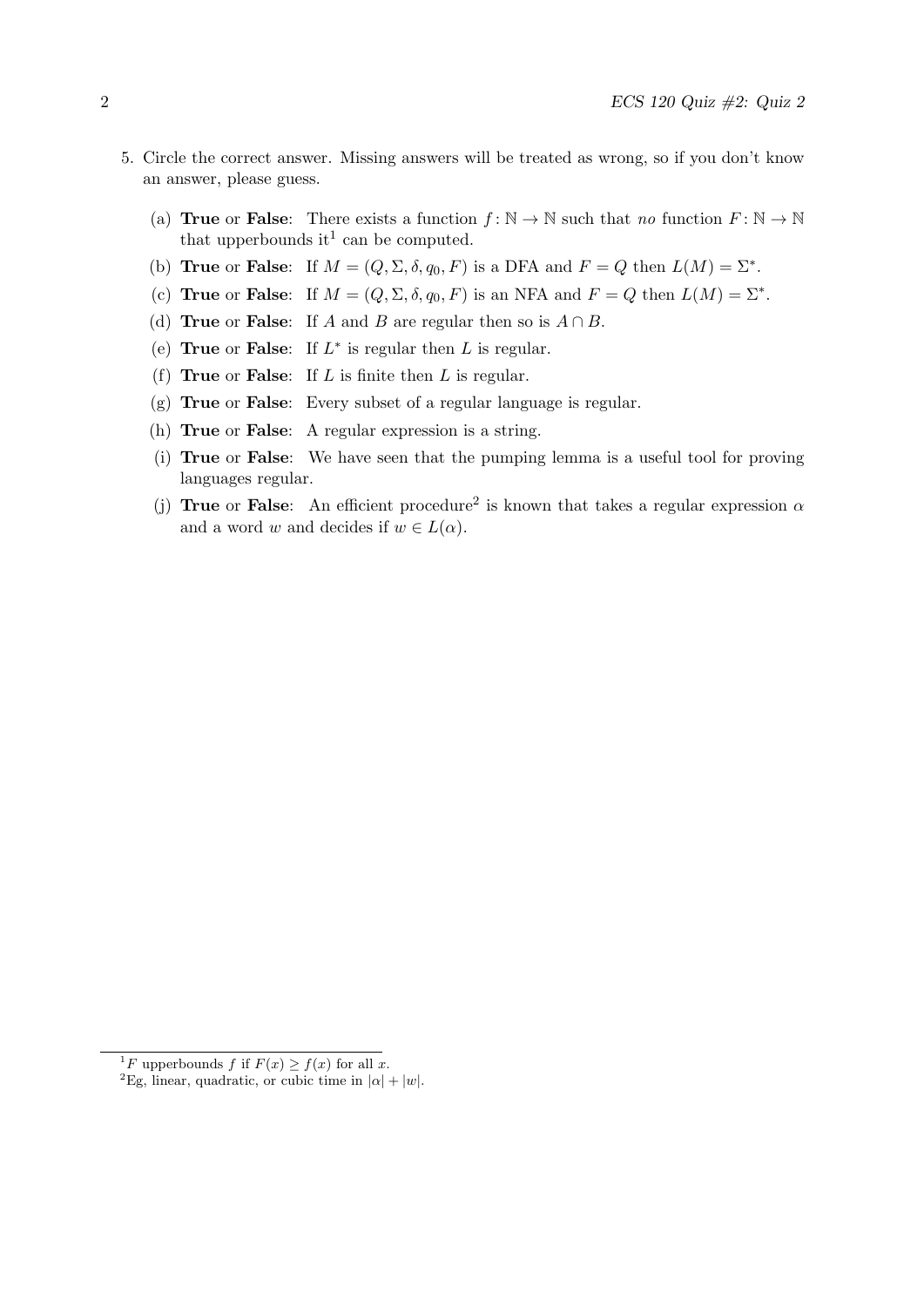5. Circle the correct answer. Missing answers will be treated as wrong, so if you don't know an answer, please guess.

   (a) **True** or **False**: There exists a function $f\colon \mathbb{N} \to \mathbb{N}$ such that *no* function $F\colon \mathbb{N} \to \mathbb{N}$ that upperbounds it[1] can be computed.

   (b) **True** or **False**: If $M = (Q, \Sigma, \delta, q_0, F)$ is a DFA and $F = Q$ then $L(M) = \Sigma^*$.

   (c) **True** or **False**: If $M = (Q, \Sigma, \delta, q_0, F)$ is an NFA and $F = Q$ then $L(M) = \Sigma^*$.

   (d) **True** or **False**: If $A$ and $B$ are regular then so is $A \cap B$.

   (e) **True** or **False**: If $L^*$ is regular then $L$ is regular.

   (f) **True** or **False**: If $L$ is finite then $L$ is regular.

   (g) **True** or **False**: Every subset of a regular language is regular.

   (h) **True** or **False**: A regular expression is a string.

   (i) **True** or **False**: We have seen that the pumping lemma is a useful tool for proving languages regular.

   (j) **True** or **False**: An efficient procedure[2] is known that takes a regular expression $\alpha$ and a word $w$ and decides if $w \in L(\alpha)$.

---

[1] $F$ upperbounds $f$ if $F(x) \geq f(x)$ for all $x$.

[2] Eg, linear, quadratic, or cubic time in $|\alpha| + |w|$.